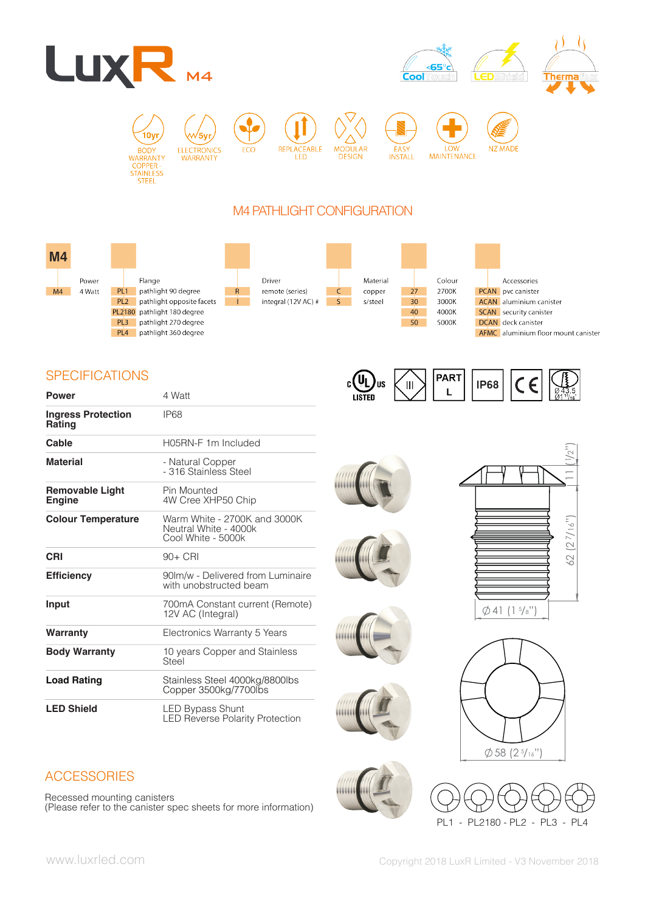# LuxR M4

Cool Touch <65°c | LED Shield | Thermaflux

10yr BODY WARRANTY COPPER - STAINLESS STEEL | 5yr ELECTRONICS WARRANTY | ECO | REPLACEABLE LED | MODULAR DESIGN | EASY INSTALL | LOW MAINTENANCE | NZ MADE

## M4 PATHLIGHT CONFIGURATION

| M4 | Power | | Flange | | Driver | | Material | | Colour | | Accessories |
|---|---|---|---|---|---|---|---|---|---|---|---|
| M4 | 4 Watt | PL1 | pathlight 90 degree | R | remote (series) | C | copper | 27 | 2700K | PCAN | pvc canister |
| | | PL2 | pathlight opposite facets | I | integral (12V AC) # | S | s/steel | 30 | 3000K | ACAN | aluminium canister |
| | | PL2180 | pathlight 180 degree | | | | | 40 | 4000K | SCAN | security canister |
| | | PL3 | pathlight 270 degree | | | | | 50 | 5000K | DCAN | deck canister |
| | | PL4 | pathlight 360 degree | | | | | | | AFMC | aluminium floor mount canister |

## SPECIFICATIONS

| | |
|---|---|
| **Power** | 4 Watt |
| **Ingress Protection Rating** | IP68 |
| **Cable** | H05RN-F 1m Included |
| **Material** | - Natural Copper<br>- 316 Stainless Steel |
| **Removable Light Engine** | Pin Mounted<br>4W Cree XHP50 Chip |
| **Colour Temperature** | Warm White - 2700K and 3000K<br>Neutral White - 4000k<br>Cool White - 5000k |
| **CRI** | 90+ CRI |
| **Efficiency** | 90lm/w - Delivered from Luminaire with unobstructed beam |
| **Input** | 700mA Constant current (Remote)<br>12V AC (Integral) |
| **Warranty** | Electronics Warranty 5 Years |
| **Body Warranty** | 10 years Copper and Stainless Steel |
| **Load Rating** | Stainless Steel 4000kg/8800lbs<br>Copper 3500kg/7700lbs |
| **LED Shield** | LED Bypass Shunt<br>LED Reverse Polarity Protection |

c UL us LISTED | III | PART L | IP68 | CE | Ø 43.5 Ø1 11/16"

11 (1/2")
62 (2 7/16")
Ø 41 (1 5/8")
Ø 58 (2 5/16")

PL1 - PL2180 - PL2 - PL3 - PL4

## ACCESSORIES

Recessed mounting canisters
(Please refer to the canister spec sheets for more information)

www.luxrled.com

Copyright 2018 LuxR Limited - V3 November 2018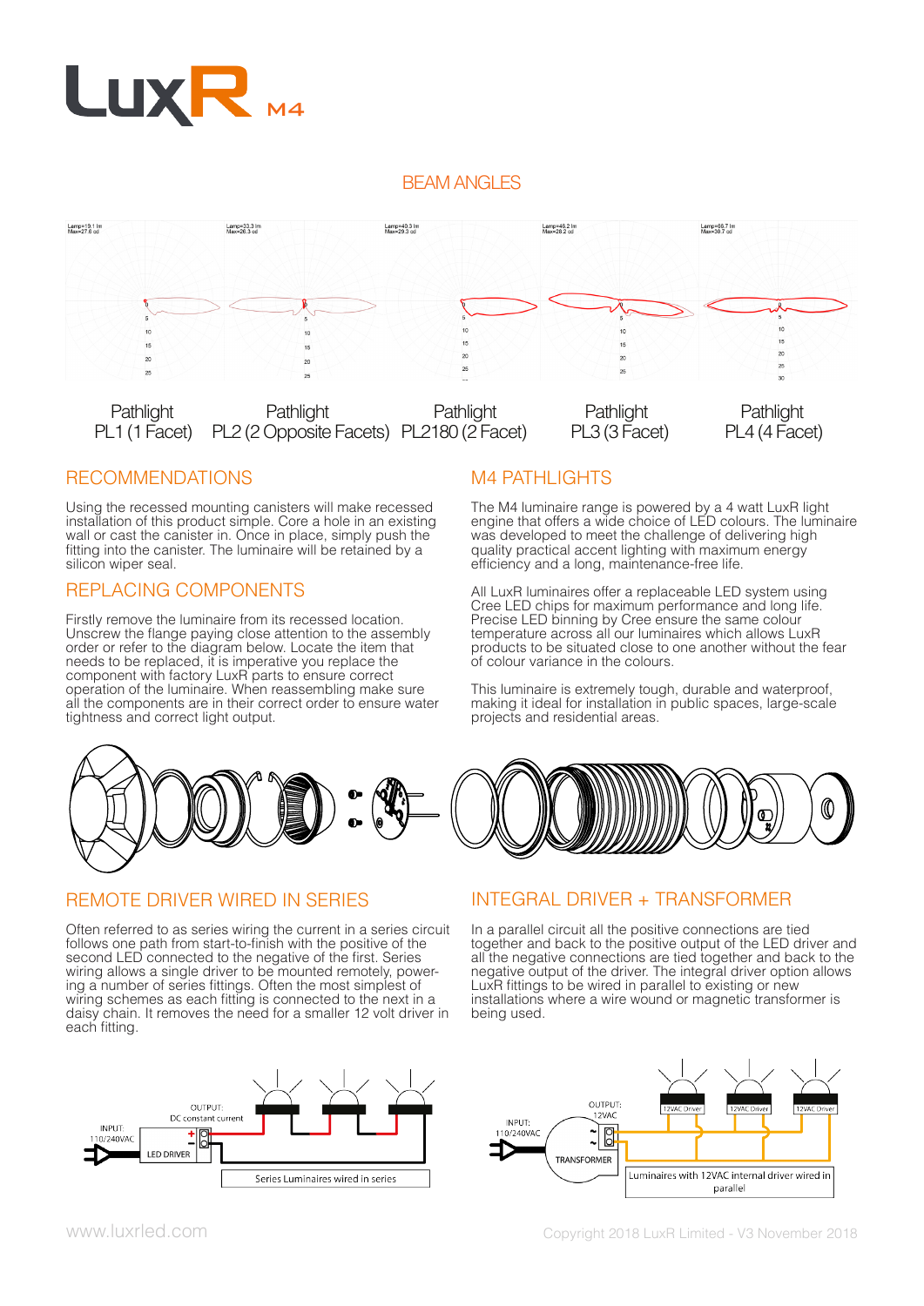# LuxR M4

## BEAM ANGLES

Lamp=19.1 lm
Max=27.6 cd

Lamp=33.3 lm
Max=26.3 cd

Lamp=40.3 lm
Max=29.3 cd

Lamp=48.2 lm
Max=28.2 cd

Lamp=66.7 lm
Max=30.7 cd

Pathlight
PL1 (1 Facet)

Pathlight
PL2 (2 Opposite Facets)

Pathlight
PL2180 (2 Facet)

Pathlight
PL3 (3 Facet)

Pathlight
PL4 (4 Facet)

## RECOMMENDATIONS

Using the recessed mounting canisters will make recessed installation of this product simple. Core a hole in an existing wall or cast the canister in. Once in place, simply push the fitting into the canister. The luminaire will be retained by a silicon wiper seal.

## REPLACING COMPONENTS

Firstly remove the luminaire from its recessed location. Unscrew the flange paying close attention to the assembly order or refer to the diagram below. Locate the item that needs to be replaced, it is imperative you replace the component with factory LuxR parts to ensure correct operation of the luminaire. When reassembling make sure all the components are in their correct order to ensure water tightness and correct light output.

## M4 PATHLIGHTS

The M4 luminaire range is powered by a 4 watt LuxR light engine that offers a wide choice of LED colours. The luminaire was developed to meet the challenge of delivering high quality practical accent lighting with maximum energy efficiency and a long, maintenance-free life.

All LuxR luminaires offer a replaceable LED system using Cree LED chips for maximum performance and long life. Precise LED binning by Cree ensure the same colour temperature across all our luminaires which allows LuxR products to be situated close to one another without the fear of colour variance in the colours.

This luminaire is extremely tough, durable and waterproof, making it ideal for installation in public spaces, large-scale projects and residential areas.

## REMOTE DRIVER WIRED IN SERIES

Often referred to as series wiring the current in a series circuit follows one path from start-to-finish with the positive of the second LED connected to the negative of the first. Series wiring allows a single driver to be mounted remotely, powering a number of series fittings. Often the most simplest of wiring schemes as each fitting is connected to the next in a daisy chain. It removes the need for a smaller 12 volt driver in each fitting.

INPUT:
110/240VAC

LED DRIVER

OUTPUT:
DC constant current

Series Luminaires wired in series

## INTEGRAL DRIVER + TRANSFORMER

In a parallel circuit all the positive connections are tied together and back to the positive output of the LED driver and all the negative connections are tied together and back to the negative output of the driver. The integral driver option allows LuxR fittings to be wired in parallel to existing or new installations where a wire wound or magnetic transformer is being used.

INPUT:
110/240VAC

TRANSFORMER

OUTPUT:
12VAC

12VAC Driver

12VAC Driver

12VAC Driver

Luminaires with 12VAC internal driver wired in parallel

www.luxrled.com

Copyright 2018 LuxR Limited - V3 November 2018